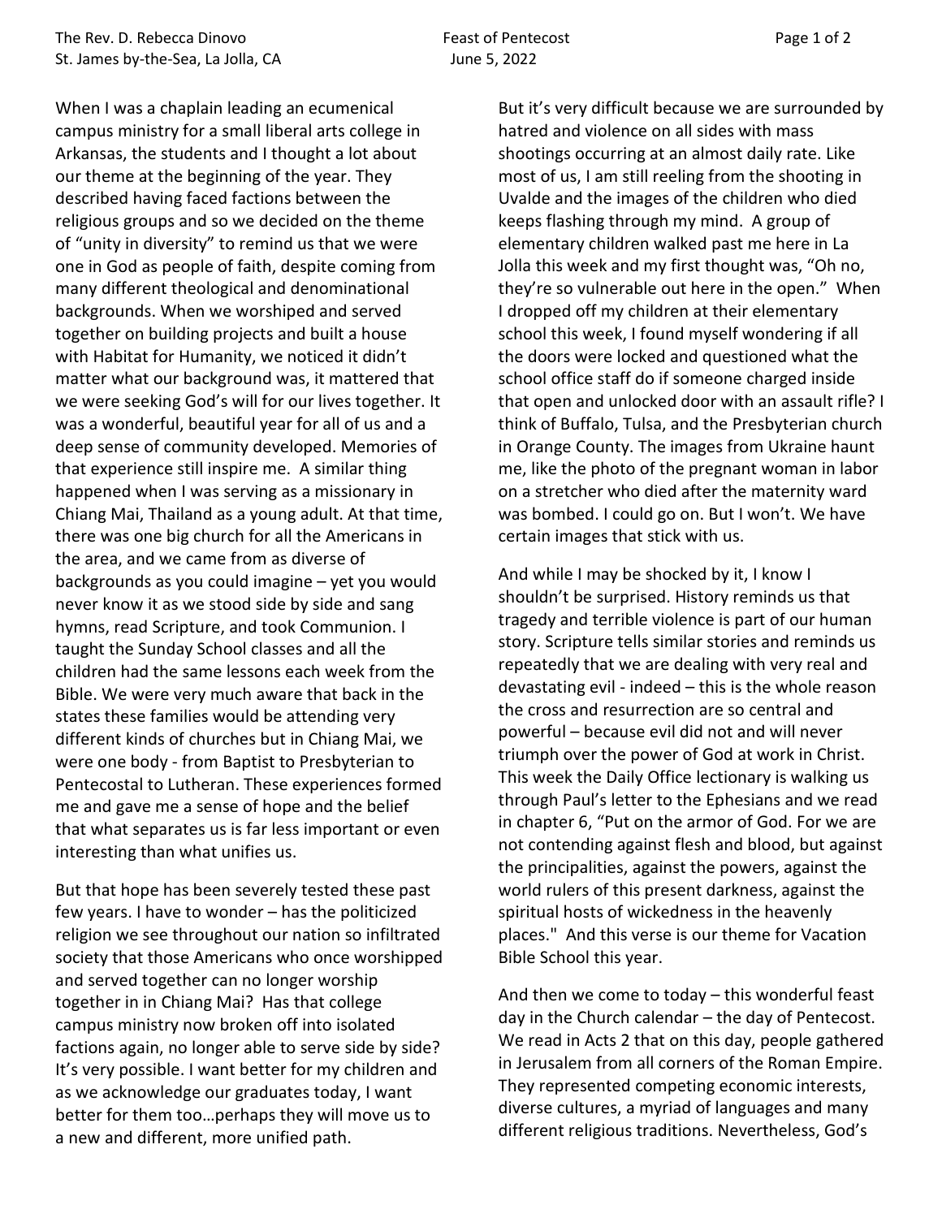When I was a chaplain leading an ecumenical campus ministry for a small liberal arts college in Arkansas, the students and I thought a lot about our theme at the beginning of the year. They described having faced factions between the religious groups and so we decided on the theme of "unity in diversity" to remind us that we were one in God as people of faith, despite coming from many different theological and denominational backgrounds. When we worshiped and served together on building projects and built a house with Habitat for Humanity, we noticed it didn't matter what our background was, it mattered that we were seeking God's will for our lives together. It was a wonderful, beautiful year for all of us and a deep sense of community developed. Memories of that experience still inspire me. A similar thing happened when I was serving as a missionary in Chiang Mai, Thailand as a young adult. At that time, there was one big church for all the Americans in the area, and we came from as diverse of backgrounds as you could imagine – yet you would never know it as we stood side by side and sang hymns, read Scripture, and took Communion. I taught the Sunday School classes and all the children had the same lessons each week from the Bible. We were very much aware that back in the states these families would be attending very different kinds of churches but in Chiang Mai, we were one body - from Baptist to Presbyterian to Pentecostal to Lutheran. These experiences formed me and gave me a sense of hope and the belief that what separates us is far less important or even interesting than what unifies us.

But that hope has been severely tested these past few years. I have to wonder – has the politicized religion we see throughout our nation so infiltrated society that those Americans who once worshipped and served together can no longer worship together in in Chiang Mai? Has that college campus ministry now broken off into isolated factions again, no longer able to serve side by side? It's very possible. I want better for my children and as we acknowledge our graduates today, I want better for them too…perhaps they will move us to a new and different, more unified path.

But it's very difficult because we are surrounded by hatred and violence on all sides with mass shootings occurring at an almost daily rate. Like most of us, I am still reeling from the shooting in Uvalde and the images of the children who died keeps flashing through my mind. A group of elementary children walked past me here in La Jolla this week and my first thought was, "Oh no, they're so vulnerable out here in the open." When I dropped off my children at their elementary school this week, I found myself wondering if all the doors were locked and questioned what the school office staff do if someone charged inside that open and unlocked door with an assault rifle? I think of Buffalo, Tulsa, and the Presbyterian church in Orange County. The images from Ukraine haunt me, like the photo of the pregnant woman in labor on a stretcher who died after the maternity ward was bombed. I could go on. But I won't. We have certain images that stick with us.

And while I may be shocked by it, I know I shouldn't be surprised. History reminds us that tragedy and terrible violence is part of our human story. Scripture tells similar stories and reminds us repeatedly that we are dealing with very real and devastating evil - indeed – this is the whole reason the cross and resurrection are so central and powerful – because evil did not and will never triumph over the power of God at work in Christ. This week the Daily Office lectionary is walking us through Paul's letter to the Ephesians and we read in chapter 6, "Put on the armor of God. For we are not contending against flesh and blood, but against the principalities, against the powers, against the world rulers of this present darkness, against the spiritual hosts of wickedness in the heavenly places." And this verse is our theme for Vacation Bible School this year.

And then we come to today – this wonderful feast day in the Church calendar – the day of Pentecost. We read in Acts 2 that on this day, people gathered in Jerusalem from all corners of the Roman Empire. They represented competing economic interests, diverse cultures, a myriad of languages and many different religious traditions. Nevertheless, God's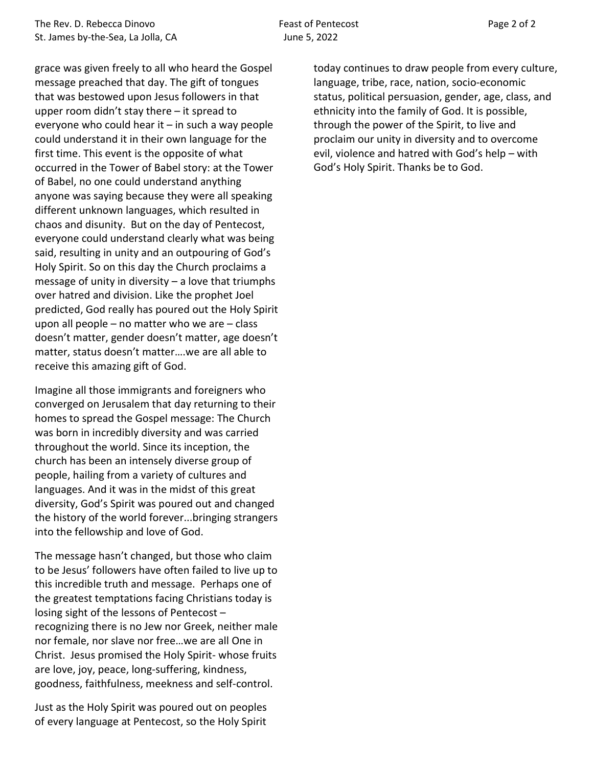grace was given freely to all who heard the Gospel message preached that day. The gift of tongues that was bestowed upon Jesus followers in that upper room didn't stay there – it spread to everyone who could hear it – in such a way people could understand it in their own language for the first time. This event is the opposite of what occurred in the Tower of Babel story: at the Tower of Babel, no one could understand anything anyone was saying because they were all speaking different unknown languages, which resulted in chaos and disunity. But on the day of Pentecost, everyone could understand clearly what was being said, resulting in unity and an outpouring of God's Holy Spirit. So on this day the Church proclaims a message of unity in diversity – a love that triumphs over hatred and division. Like the prophet Joel predicted, God really has poured out the Holy Spirit upon all people – no matter who we are – class doesn't matter, gender doesn't matter, age doesn't matter, status doesn't matter….we are all able to receive this amazing gift of God.

Imagine all those immigrants and foreigners who converged on Jerusalem that day returning to their homes to spread the Gospel message: The Church was born in incredibly diversity and was carried throughout the world. Since its inception, the church has been an intensely diverse group of people, hailing from a variety of cultures and languages. And it was in the midst of this great diversity, God's Spirit was poured out and changed the history of the world forever...bringing strangers into the fellowship and love of God.

The message hasn't changed, but those who claim to be Jesus' followers have often failed to live up to this incredible truth and message. Perhaps one of the greatest temptations facing Christians today is losing sight of the lessons of Pentecost – recognizing there is no Jew nor Greek, neither male nor female, nor slave nor free…we are all One in Christ. Jesus promised the Holy Spirit- whose fruits are love, joy, peace, long-suffering, kindness, goodness, faithfulness, meekness and self-control.

Just as the Holy Spirit was poured out on peoples of every language at Pentecost, so the Holy Spirit today continues to draw people from every culture, language, tribe, race, nation, socio-economic status, political persuasion, gender, age, class, and ethnicity into the family of God. It is possible, through the power of the Spirit, to live and proclaim our unity in diversity and to overcome evil, violence and hatred with God's help – with God's Holy Spirit. Thanks be to God.